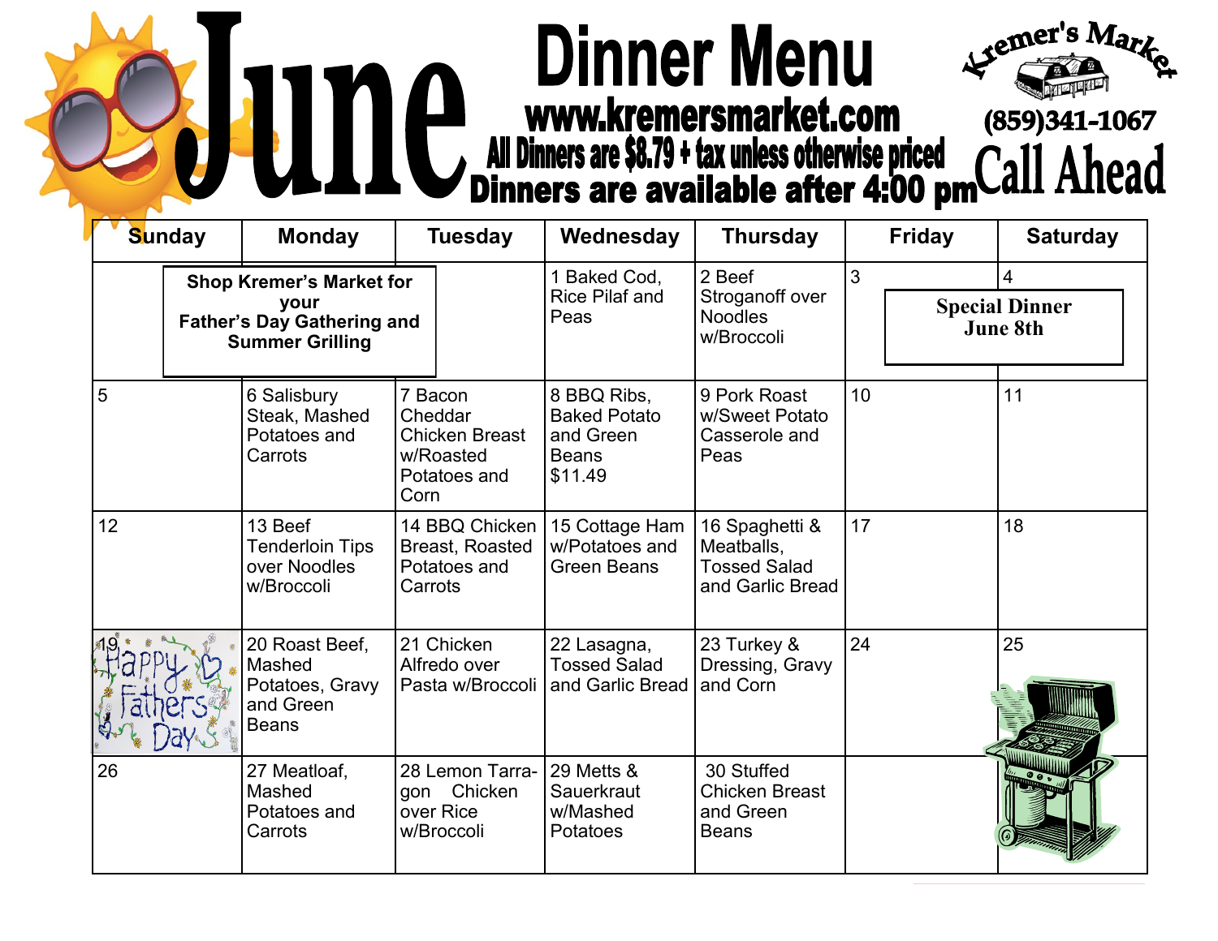# June Dinner Menu

**www.kremersmarket.com**

**All Dinners are $8.79 + tax unless otherwise priced**

**Dinners are available after 4:00 pm**

**Kremer's Market**

**(859)341-1067**

**Call Ahead**

| Sunday | Monday | Tuesday | Wednesday | Thursday | Friday | Saturday |
|---|---|---|---|---|---|---|
| **Shop Kremer's Market for your Father's Day Gathering and Summer Grilling** | | | 1 Baked Cod, Rice Pilaf and Peas | 2 Beef Stroganoff over Noodles w/Broccoli | 3 | 4 **Special Dinner June 8th** |
| 5 | 6 Salisbury Steak, Mashed Potatoes and Carrots | 7 Bacon Cheddar Chicken Breast w/Roasted Potatoes and Corn | 8 BBQ Ribs, Baked Potato and Green Beans $11.49 | 9 Pork Roast w/Sweet Potato Casserole and Peas | 10 | 11 |
| 12 | 13 Beef Tenderloin Tips over Noodles w/Broccoli | 14 BBQ Chicken Breast, Roasted Potatoes and Carrots | 15 Cottage Ham w/Potatoes and Green Beans | 16 Spaghetti & Meatballs, Tossed Salad and Garlic Bread | 17 | 18 |
| 19 Happy Fathers Day | 20 Roast Beef, Mashed Potatoes, Gravy and Green Beans | 21 Chicken Alfredo over Pasta w/Broccoli | 22 Lasagna, Tossed Salad and Garlic Bread | 23 Turkey & Dressing, Gravy and Corn | 24 | 25 |
| 26 | 27 Meatloaf, Mashed Potatoes and Carrots | 28 Lemon Tarragon Chicken over Rice w/Broccoli | 29 Metts & Sauerkraut w/Mashed Potatoes | 30 Stuffed Chicken Breast and Green Beans | | |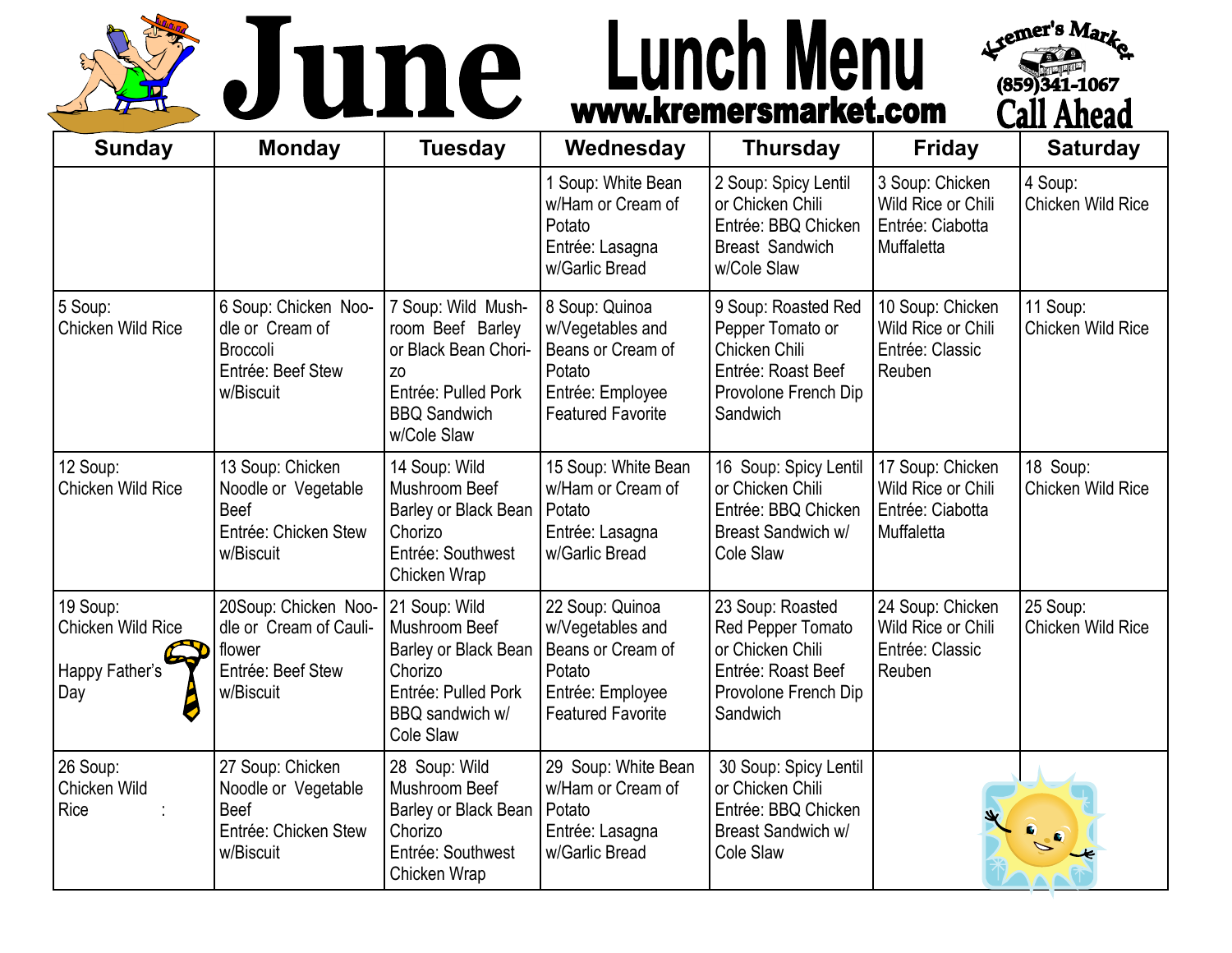# June Lunch Menu

**www.kremersmarket.com**

Kremer's Market
(859)341-1067
Call Ahead

| Sunday | Monday | Tuesday | Wednesday | Thursday | Friday | Saturday |
|---|---|---|---|---|---|---|
| | | | 1 Soup: White Bean w/Ham or Cream of Potato<br>Entrée: Lasagna w/Garlic Bread | 2 Soup: Spicy Lentil or Chicken Chili<br>Entrée: BBQ Chicken Breast Sandwich w/Cole Slaw | 3 Soup: Chicken Wild Rice or Chili<br>Entrée: Ciabotta Muffaletta | 4 Soup: Chicken Wild Rice |
| 5 Soup: Chicken Wild Rice | 6 Soup: Chicken Noodle or Cream of Broccoli<br>Entrée: Beef Stew w/Biscuit | 7 Soup: Wild Mushroom Beef Barley or Black Bean Chorizo<br>Entrée: Pulled Pork BBQ Sandwich w/Cole Slaw | 8 Soup: Quinoa w/Vegetables and Beans or Cream of Potato<br>Entrée: Employee Featured Favorite | 9 Soup: Roasted Red Pepper Tomato or Chicken Chili<br>Entrée: Roast Beef Provolone French Dip Sandwich | 10 Soup: Chicken Wild Rice or Chili<br>Entrée: Classic Reuben | 11 Soup: Chicken Wild Rice |
| 12 Soup: Chicken Wild Rice | 13 Soup: Chicken Noodle or Vegetable Beef<br>Entrée: Chicken Stew w/Biscuit | 14 Soup: Wild Mushroom Beef Barley or Black Bean Chorizo<br>Entrée: Southwest Chicken Wrap | 15 Soup: White Bean w/Ham or Cream of Potato<br>Entrée: Lasagna w/Garlic Bread | 16 Soup: Spicy Lentil or Chicken Chili<br>Entrée: BBQ Chicken Breast Sandwich w/ Cole Slaw | 17 Soup: Chicken Wild Rice or Chili<br>Entrée: Ciabotta Muffaletta | 18 Soup: Chicken Wild Rice |
| 19 Soup: Chicken Wild Rice<br>Happy Father's Day | 20Soup: Chicken Noodle or Cream of Cauliflower<br>Entrée: Beef Stew w/Biscuit | 21 Soup: Wild Mushroom Beef Barley or Black Bean Chorizo<br>Entrée: Pulled Pork BBQ sandwich w/ Cole Slaw | 22 Soup: Quinoa w/Vegetables and Beans or Cream of Potato<br>Entrée: Employee Featured Favorite | 23 Soup: Roasted Red Pepper Tomato or Chicken Chili<br>Entrée: Roast Beef Provolone French Dip Sandwich | 24 Soup: Chicken Wild Rice or Chili<br>Entrée: Classic Reuben | 25 Soup: Chicken Wild Rice |
| 26 Soup: Chicken Wild Rice : | 27 Soup: Chicken Noodle or Vegetable Beef<br>Entrée: Chicken Stew w/Biscuit | 28 Soup: Wild Mushroom Beef Barley or Black Bean Chorizo<br>Entrée: Southwest Chicken Wrap | 29 Soup: White Bean w/Ham or Cream of Potato<br>Entrée: Lasagna w/Garlic Bread | 30 Soup: Spicy Lentil or Chicken Chili<br>Entrée: BBQ Chicken Breast Sandwich w/ Cole Slaw | | |